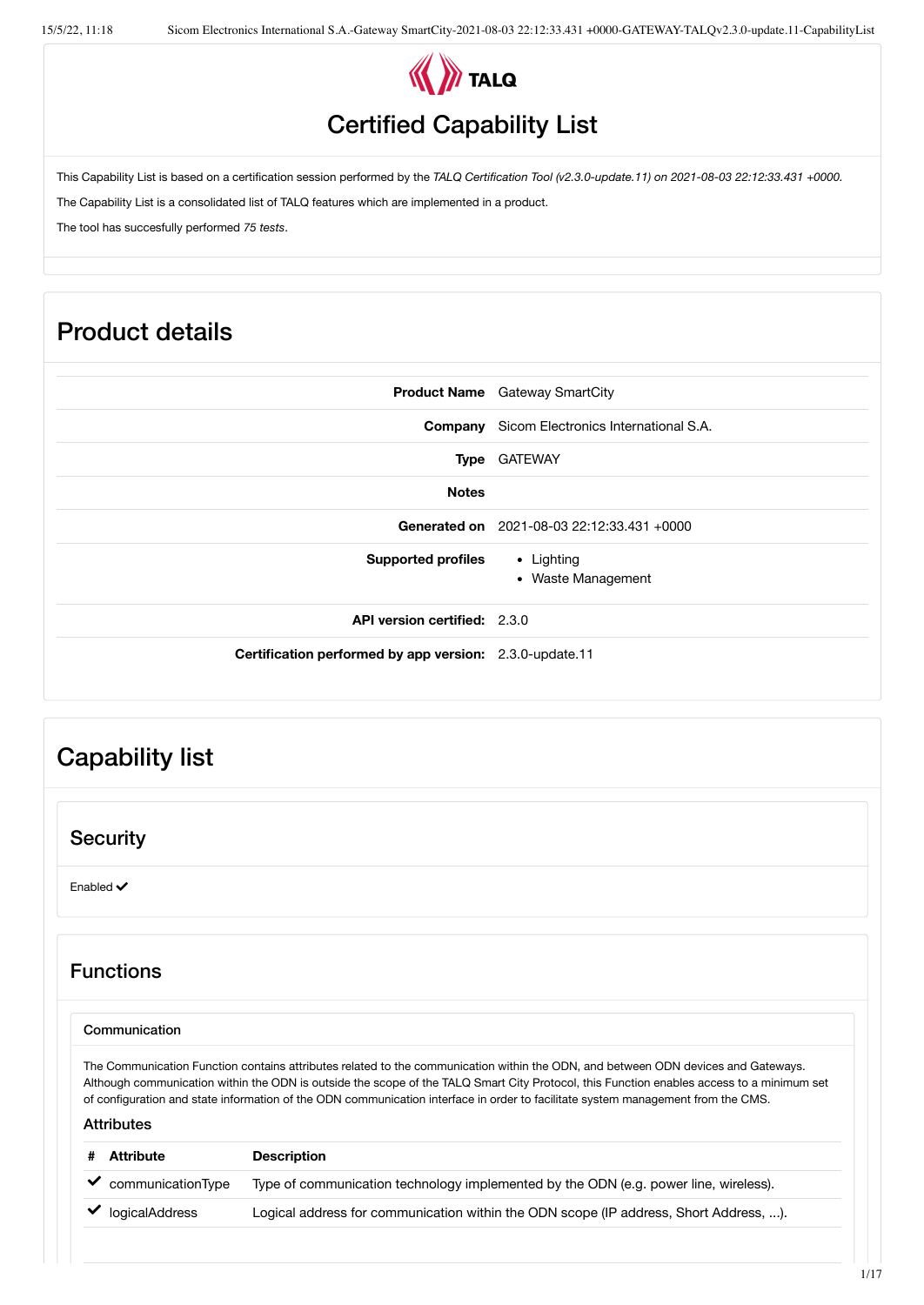# Certified Capability List

This Capability List is based on a certification session performed by the *TALQ Certification Tool (v2.3.0-update.11) on 2021-08-03 22:12:33.431 +0000.*

The Capability List is a consolidated list of TALQ features which are implemented in a product.

The tool has succesfully performed *75 tests*.

## Product details

| | |
|---|---|
| **Product Name** | Gateway SmartCity |
| **Company** | Sicom Electronics International S.A. |
| **Type** | GATEWAY |
| **Notes** | |
| **Generated on** | 2021-08-03 22:12:33.431 +0000 |
| **Supported profiles** | • Lighting<br>• Waste Management |
| **API version certified:** | 2.3.0 |
| **Certification performed by app version:** | 2.3.0-update.11 |

## Capability list

### Security

Enabled ✔

### Functions

#### Communication

The Communication Function contains attributes related to the communication within the ODN, and between ODN devices and Gateways. Although communication within the ODN is outside the scope of the TALQ Smart City Protocol, this Function enables access to a minimum set of configuration and state information of the ODN communication interface in order to facilitate system management from the CMS.

**Attributes**

| # | Attribute | Description |
|---|---|---|
| ✔ | communicationType | Type of communication technology implemented by the ODN (e.g. power line, wireless). |
| ✔ | logicalAddress | Logical address for communication within the ODN scope (IP address, Short Address, ...). |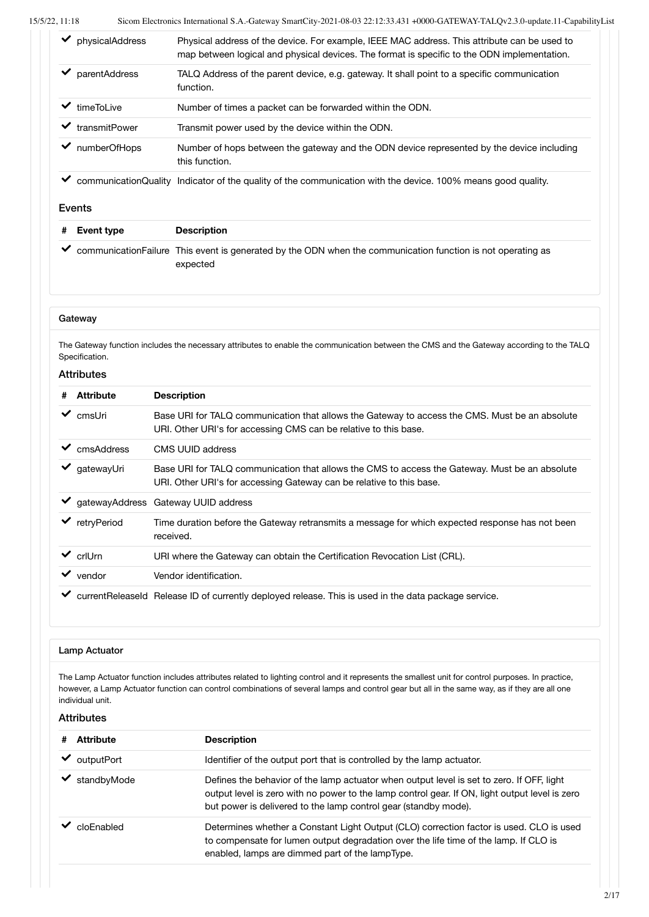| # | Attribute | Description |
|---|---|---|
| ✔ | physicalAddress | Physical address of the device. For example, IEEE MAC address. This attribute can be used to map between logical and physical devices. The format is specific to the ODN implementation. |
| ✔ | parentAddress | TALQ Address of the parent device, e.g. gateway. It shall point to a specific communication function. |
| ✔ | timeToLive | Number of times a packet can be forwarded within the ODN. |
| ✔ | transmitPower | Transmit power used by the device within the ODN. |
| ✔ | numberOfHops | Number of hops between the gateway and the ODN device represented by the device including this function. |
| ✔ | communicationQuality | Indicator of the quality of the communication with the device. 100% means good quality. |

### Events

| # | Event type | Description |
|---|---|---|
| ✔ | communicationFailure | This event is generated by the ODN when the communication function is not operating as expected |

## Gateway

The Gateway function includes the necessary attributes to enable the communication between the CMS and the Gateway according to the TALQ Specification.

### Attributes

| # | Attribute | Description |
|---|---|---|
| ✔ | cmsUri | Base URI for TALQ communication that allows the Gateway to access the CMS. Must be an absolute URI. Other URI's for accessing CMS can be relative to this base. |
| ✔ | cmsAddress | CMS UUID address |
| ✔ | gatewayUri | Base URI for TALQ communication that allows the CMS to access the Gateway. Must be an absolute URI. Other URI's for accessing Gateway can be relative to this base. |
| ✔ | gatewayAddress | Gateway UUID address |
| ✔ | retryPeriod | Time duration before the Gateway retransmits a message for which expected response has not been received. |
| ✔ | crlUrn | URI where the Gateway can obtain the Certification Revocation List (CRL). |
| ✔ | vendor | Vendor identification. |
| ✔ | currentReleaseId | Release ID of currently deployed release. This is used in the data package service. |

## Lamp Actuator

The Lamp Actuator function includes attributes related to lighting control and it represents the smallest unit for control purposes. In practice, however, a Lamp Actuator function can control combinations of several lamps and control gear but all in the same way, as if they are all one individual unit.

### Attributes

| # | Attribute | Description |
|---|---|---|
| ✔ | outputPort | Identifier of the output port that is controlled by the lamp actuator. |
| ✔ | standbyMode | Defines the behavior of the lamp actuator when output level is set to zero. If OFF, light output level is zero with no power to the lamp control gear. If ON, light output level is zero but power is delivered to the lamp control gear (standby mode). |
| ✔ | cloEnabled | Determines whether a Constant Light Output (CLO) correction factor is used. CLO is used to compensate for lumen output degradation over the life time of the lamp. If CLO is enabled, lamps are dimmed part of the lampType. |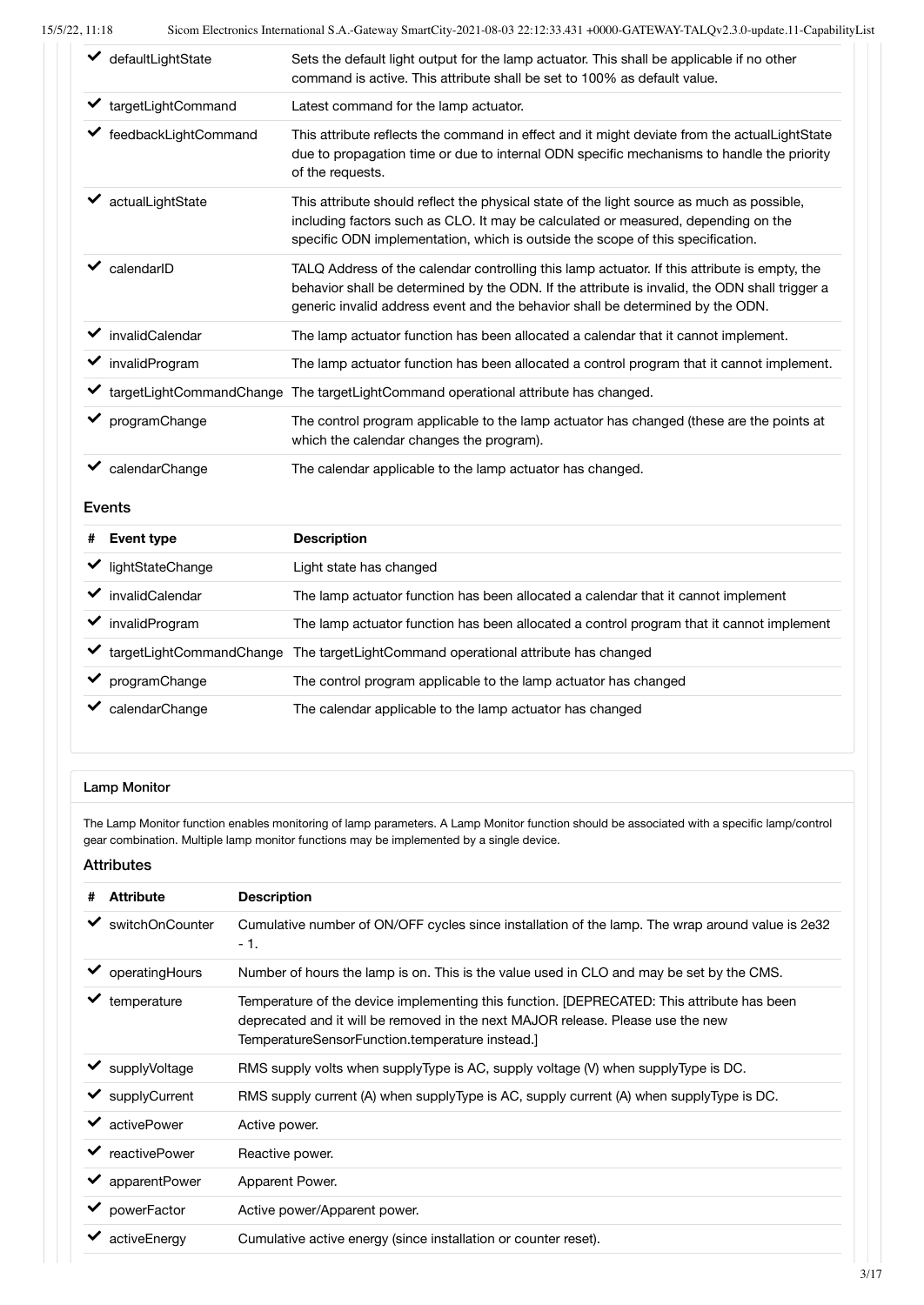| # | Attribute | Description |
|---|---|---|
| ✔ | defaultLightState | Sets the default light output for the lamp actuator. This shall be applicable if no other command is active. This attribute shall be set to 100% as default value. |
| ✔ | targetLightCommand | Latest command for the lamp actuator. |
| ✔ | feedbackLightCommand | This attribute reflects the command in effect and it might deviate from the actualLightState due to propagation time or due to internal ODN specific mechanisms to handle the priority of the requests. |
| ✔ | actualLightState | This attribute should reflect the physical state of the light source as much as possible, including factors such as CLO. It may be calculated or measured, depending on the specific ODN implementation, which is outside the scope of this specification. |
| ✔ | calendarID | TALQ Address of the calendar controlling this lamp actuator. If this attribute is empty, the behavior shall be determined by the ODN. If the attribute is invalid, the ODN shall trigger a generic invalid address event and the behavior shall be determined by the ODN. |
| ✔ | invalidCalendar | The lamp actuator function has been allocated a calendar that it cannot implement. |
| ✔ | invalidProgram | The lamp actuator function has been allocated a control program that it cannot implement. |
| ✔ | targetLightCommandChange | The targetLightCommand operational attribute has changed. |
| ✔ | programChange | The control program applicable to the lamp actuator has changed (these are the points at which the calendar changes the program). |
| ✔ | calendarChange | The calendar applicable to the lamp actuator has changed. |

### Events

| # | Event type | Description |
|---|---|---|
| ✔ | lightStateChange | Light state has changed |
| ✔ | invalidCalendar | The lamp actuator function has been allocated a calendar that it cannot implement |
| ✔ | invalidProgram | The lamp actuator function has been allocated a control program that it cannot implement |
| ✔ | targetLightCommandChange | The targetLightCommand operational attribute has changed |
| ✔ | programChange | The control program applicable to the lamp actuator has changed |
| ✔ | calendarChange | The calendar applicable to the lamp actuator has changed |

## Lamp Monitor

The Lamp Monitor function enables monitoring of lamp parameters. A Lamp Monitor function should be associated with a specific lamp/control gear combination. Multiple lamp monitor functions may be implemented by a single device.

### Attributes

| # | Attribute | Description |
|---|---|---|
| ✔ | switchOnCounter | Cumulative number of ON/OFF cycles since installation of the lamp. The wrap around value is 2e32 - 1. |
| ✔ | operatingHours | Number of hours the lamp is on. This is the value used in CLO and may be set by the CMS. |
| ✔ | temperature | Temperature of the device implementing this function. [DEPRECATED: This attribute has been deprecated and it will be removed in the next MAJOR release. Please use the new TemperatureSensorFunction.temperature instead.] |
| ✔ | supplyVoltage | RMS supply volts when supplyType is AC, supply voltage (V) when supplyType is DC. |
| ✔ | supplyCurrent | RMS supply current (A) when supplyType is AC, supply current (A) when supplyType is DC. |
| ✔ | activePower | Active power. |
| ✔ | reactivePower | Reactive power. |
| ✔ | apparentPower | Apparent Power. |
| ✔ | powerFactor | Active power/Apparent power. |
| ✔ | activeEnergy | Cumulative active energy (since installation or counter reset). |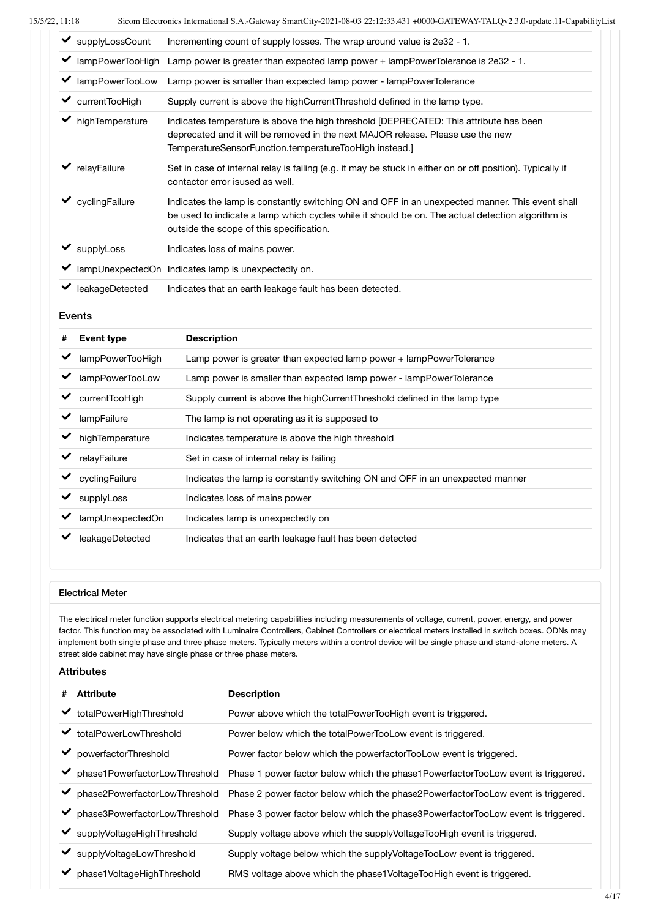| | | |
|---|---|---|
| ✔ | supplyLossCount | Incrementing count of supply losses. The wrap around value is 2e32 - 1. |
| ✔ | lampPowerTooHigh | Lamp power is greater than expected lamp power + lampPowerTolerance is 2e32 - 1. |
| ✔ | lampPowerTooLow | Lamp power is smaller than expected lamp power - lampPowerTolerance |
| ✔ | currentTooHigh | Supply current is above the highCurrentThreshold defined in the lamp type. |
| ✔ | highTemperature | Indicates temperature is above the high threshold [DEPRECATED: This attribute has been deprecated and it will be removed in the next MAJOR release. Please use the new TemperatureSensorFunction.temperatureTooHigh instead.] |
| ✔ | relayFailure | Set in case of internal relay is failing (e.g. it may be stuck in either on or off position). Typically if contactor error isused as well. |
| ✔ | cyclingFailure | Indicates the lamp is constantly switching ON and OFF in an unexpected manner. This event shall be used to indicate a lamp which cycles while it should be on. The actual detection algorithm is outside the scope of this specification. |
| ✔ | supplyLoss | Indicates loss of mains power. |
| ✔ | lampUnexpectedOn | Indicates lamp is unexpectedly on. |
| ✔ | leakageDetected | Indicates that an earth leakage fault has been detected. |

### Events

| # | Event type | Description |
|---|---|---|
| ✔ | lampPowerTooHigh | Lamp power is greater than expected lamp power + lampPowerTolerance |
| ✔ | lampPowerTooLow | Lamp power is smaller than expected lamp power - lampPowerTolerance |
| ✔ | currentTooHigh | Supply current is above the highCurrentThreshold defined in the lamp type |
| ✔ | lampFailure | The lamp is not operating as it is supposed to |
| ✔ | highTemperature | Indicates temperature is above the high threshold |
| ✔ | relayFailure | Set in case of internal relay is failing |
| ✔ | cyclingFailure | Indicates the lamp is constantly switching ON and OFF in an unexpected manner |
| ✔ | supplyLoss | Indicates loss of mains power |
| ✔ | lampUnexpectedOn | Indicates lamp is unexpectedly on |
| ✔ | leakageDetected | Indicates that an earth leakage fault has been detected |

## Electrical Meter

The electrical meter function supports electrical metering capabilities including measurements of voltage, current, power, energy, and power factor. This function may be associated with Luminaire Controllers, Cabinet Controllers or electrical meters installed in switch boxes. ODNs may implement both single phase and three phase meters. Typically meters within a control device will be single phase and stand-alone meters. A street side cabinet may have single phase or three phase meters.

### Attributes

| # | Attribute | Description |
|---|---|---|
| ✔ | totalPowerHighThreshold | Power above which the totalPowerTooHigh event is triggered. |
| ✔ | totalPowerLowThreshold | Power below which the totalPowerTooLow event is triggered. |
| ✔ | powerfactorThreshold | Power factor below which the powerfactorTooLow event is triggered. |
| ✔ | phase1PowerfactorLowThreshold | Phase 1 power factor below which the phase1PowerfactorTooLow event is triggered. |
| ✔ | phase2PowerfactorLowThreshold | Phase 2 power factor below which the phase2PowerfactorTooLow event is triggered. |
| ✔ | phase3PowerfactorLowThreshold | Phase 3 power factor below which the phase3PowerfactorTooLow event is triggered. |
| ✔ | supplyVoltageHighThreshold | Supply voltage above which the supplyVoltageTooHigh event is triggered. |
| ✔ | supplyVoltageLowThreshold | Supply voltage below which the supplyVoltageTooLow event is triggered. |
| ✔ | phase1VoltageHighThreshold | RMS voltage above which the phase1VoltageTooHigh event is triggered. |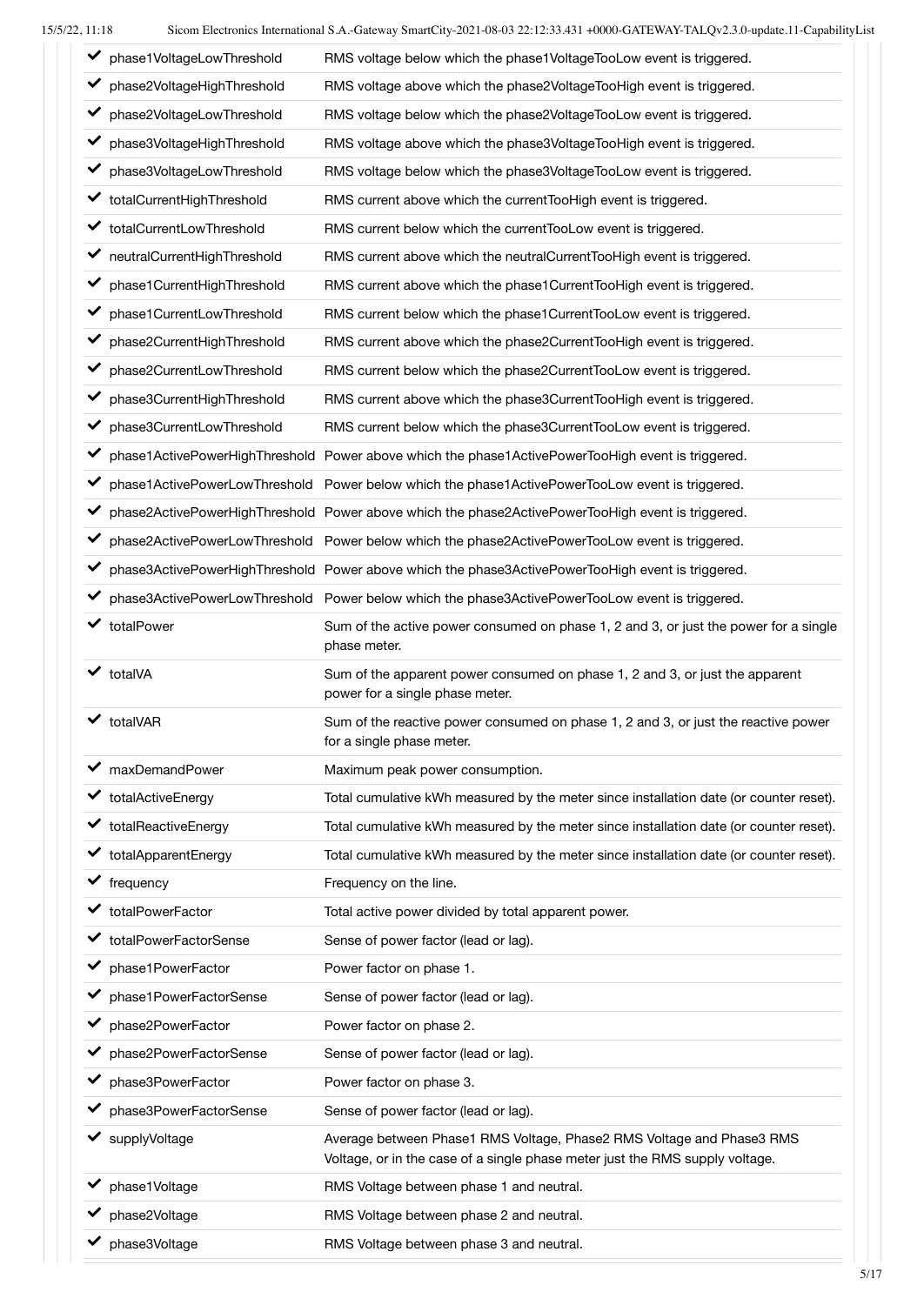| | | |
|---|---|---|
| ✓ | phase1VoltageLowThreshold | RMS voltage below which the phase1VoltageTooLow event is triggered. |
| ✓ | phase2VoltageHighThreshold | RMS voltage above which the phase2VoltageTooHigh event is triggered. |
| ✓ | phase2VoltageLowThreshold | RMS voltage below which the phase2VoltageTooLow event is triggered. |
| ✓ | phase3VoltageHighThreshold | RMS voltage above which the phase3VoltageTooHigh event is triggered. |
| ✓ | phase3VoltageLowThreshold | RMS voltage below which the phase3VoltageTooLow event is triggered. |
| ✓ | totalCurrentHighThreshold | RMS current above which the currentTooHigh event is triggered. |
| ✓ | totalCurrentLowThreshold | RMS current below which the currentTooLow event is triggered. |
| ✓ | neutralCurrentHighThreshold | RMS current above which the neutralCurrentTooHigh event is triggered. |
| ✓ | phase1CurrentHighThreshold | RMS current above which the phase1CurrentTooHigh event is triggered. |
| ✓ | phase1CurrentLowThreshold | RMS current below which the phase1CurrentTooLow event is triggered. |
| ✓ | phase2CurrentHighThreshold | RMS current above which the phase2CurrentTooHigh event is triggered. |
| ✓ | phase2CurrentLowThreshold | RMS current below which the phase2CurrentTooLow event is triggered. |
| ✓ | phase3CurrentHighThreshold | RMS current above which the phase3CurrentTooHigh event is triggered. |
| ✓ | phase3CurrentLowThreshold | RMS current below which the phase3CurrentTooLow event is triggered. |
| ✓ | phase1ActivePowerHighThreshold | Power above which the phase1ActivePowerTooHigh event is triggered. |
| ✓ | phase1ActivePowerLowThreshold | Power below which the phase1ActivePowerTooLow event is triggered. |
| ✓ | phase2ActivePowerHighThreshold | Power above which the phase2ActivePowerTooHigh event is triggered. |
| ✓ | phase2ActivePowerLowThreshold | Power below which the phase2ActivePowerTooLow event is triggered. |
| ✓ | phase3ActivePowerHighThreshold | Power above which the phase3ActivePowerTooHigh event is triggered. |
| ✓ | phase3ActivePowerLowThreshold | Power below which the phase3ActivePowerTooLow event is triggered. |
| ✓ | totalPower | Sum of the active power consumed on phase 1, 2 and 3, or just the power for a single phase meter. |
| ✓ | totalVA | Sum of the apparent power consumed on phase 1, 2 and 3, or just the apparent power for a single phase meter. |
| ✓ | totalVAR | Sum of the reactive power consumed on phase 1, 2 and 3, or just the reactive power for a single phase meter. |
| ✓ | maxDemandPower | Maximum peak power consumption. |
| ✓ | totalActiveEnergy | Total cumulative kWh measured by the meter since installation date (or counter reset). |
| ✓ | totalReactiveEnergy | Total cumulative kWh measured by the meter since installation date (or counter reset). |
| ✓ | totalApparentEnergy | Total cumulative kWh measured by the meter since installation date (or counter reset). |
| ✓ | frequency | Frequency on the line. |
| ✓ | totalPowerFactor | Total active power divided by total apparent power. |
| ✓ | totalPowerFactorSense | Sense of power factor (lead or lag). |
| ✓ | phase1PowerFactor | Power factor on phase 1. |
| ✓ | phase1PowerFactorSense | Sense of power factor (lead or lag). |
| ✓ | phase2PowerFactor | Power factor on phase 2. |
| ✓ | phase2PowerFactorSense | Sense of power factor (lead or lag). |
| ✓ | phase3PowerFactor | Power factor on phase 3. |
| ✓ | phase3PowerFactorSense | Sense of power factor (lead or lag). |
| ✓ | supplyVoltage | Average between Phase1 RMS Voltage, Phase2 RMS Voltage and Phase3 RMS Voltage, or in the case of a single phase meter just the RMS supply voltage. |
| ✓ | phase1Voltage | RMS Voltage between phase 1 and neutral. |
| ✓ | phase2Voltage | RMS Voltage between phase 2 and neutral. |
| ✓ | phase3Voltage | RMS Voltage between phase 3 and neutral. |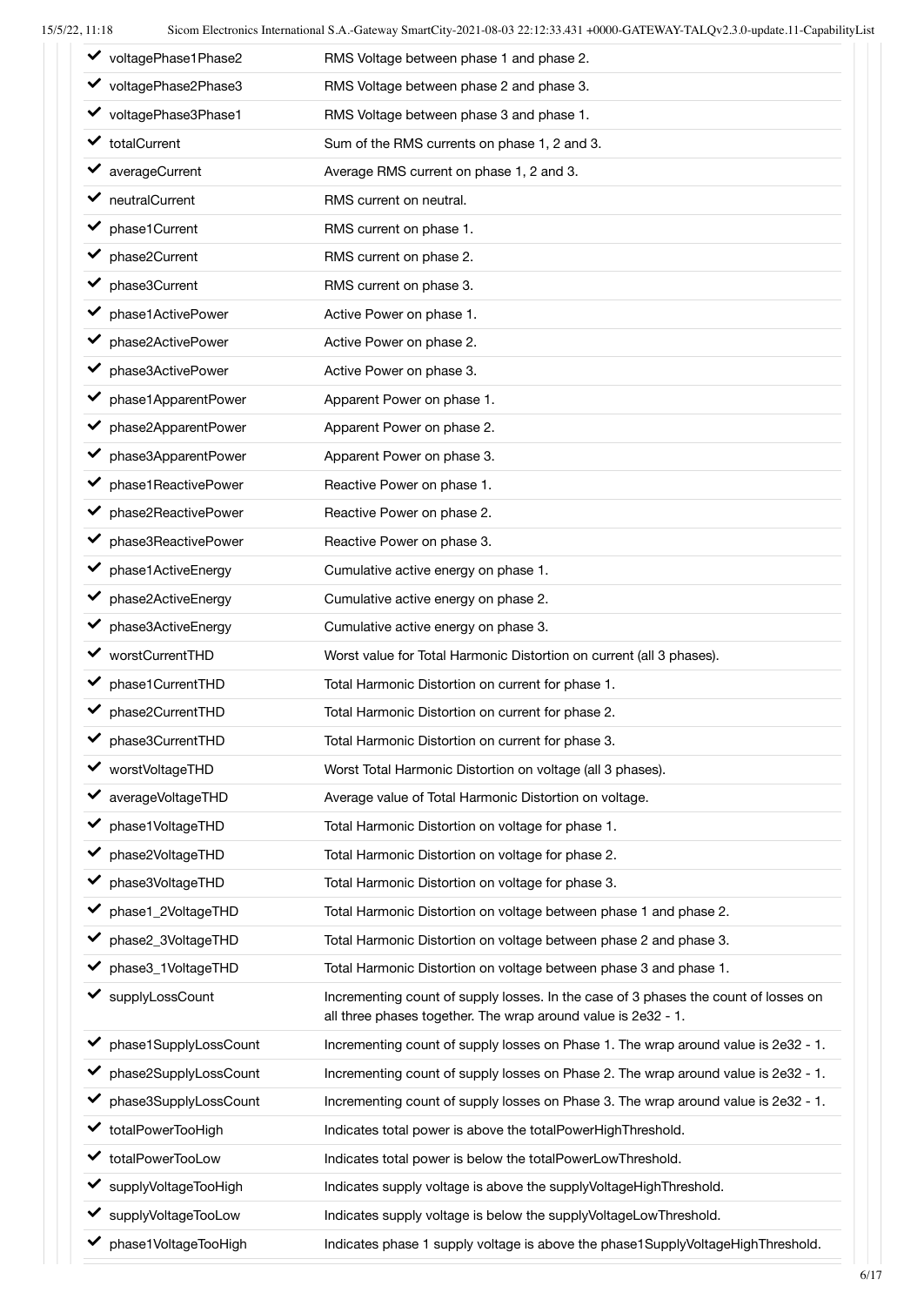| | |
|---|---|
| ✔ voltagePhase1Phase2 | RMS Voltage between phase 1 and phase 2. |
| ✔ voltagePhase2Phase3 | RMS Voltage between phase 2 and phase 3. |
| ✔ voltagePhase3Phase1 | RMS Voltage between phase 3 and phase 1. |
| ✔ totalCurrent | Sum of the RMS currents on phase 1, 2 and 3. |
| ✔ averageCurrent | Average RMS current on phase 1, 2 and 3. |
| ✔ neutralCurrent | RMS current on neutral. |
| ✔ phase1Current | RMS current on phase 1. |
| ✔ phase2Current | RMS current on phase 2. |
| ✔ phase3Current | RMS current on phase 3. |
| ✔ phase1ActivePower | Active Power on phase 1. |
| ✔ phase2ActivePower | Active Power on phase 2. |
| ✔ phase3ActivePower | Active Power on phase 3. |
| ✔ phase1ApparentPower | Apparent Power on phase 1. |
| ✔ phase2ApparentPower | Apparent Power on phase 2. |
| ✔ phase3ApparentPower | Apparent Power on phase 3. |
| ✔ phase1ReactivePower | Reactive Power on phase 1. |
| ✔ phase2ReactivePower | Reactive Power on phase 2. |
| ✔ phase3ReactivePower | Reactive Power on phase 3. |
| ✔ phase1ActiveEnergy | Cumulative active energy on phase 1. |
| ✔ phase2ActiveEnergy | Cumulative active energy on phase 2. |
| ✔ phase3ActiveEnergy | Cumulative active energy on phase 3. |
| ✔ worstCurrentTHD | Worst value for Total Harmonic Distortion on current (all 3 phases). |
| ✔ phase1CurrentTHD | Total Harmonic Distortion on current for phase 1. |
| ✔ phase2CurrentTHD | Total Harmonic Distortion on current for phase 2. |
| ✔ phase3CurrentTHD | Total Harmonic Distortion on current for phase 3. |
| ✔ worstVoltageTHD | Worst Total Harmonic Distortion on voltage (all 3 phases). |
| ✔ averageVoltageTHD | Average value of Total Harmonic Distortion on voltage. |
| ✔ phase1VoltageTHD | Total Harmonic Distortion on voltage for phase 1. |
| ✔ phase2VoltageTHD | Total Harmonic Distortion on voltage for phase 2. |
| ✔ phase3VoltageTHD | Total Harmonic Distortion on voltage for phase 3. |
| ✔ phase1_2VoltageTHD | Total Harmonic Distortion on voltage between phase 1 and phase 2. |
| ✔ phase2_3VoltageTHD | Total Harmonic Distortion on voltage between phase 2 and phase 3. |
| ✔ phase3_1VoltageTHD | Total Harmonic Distortion on voltage between phase 3 and phase 1. |
| ✔ supplyLossCount | Incrementing count of supply losses. In the case of 3 phases the count of losses on all three phases together. The wrap around value is 2e32 - 1. |
| ✔ phase1SupplyLossCount | Incrementing count of supply losses on Phase 1. The wrap around value is 2e32 - 1. |
| ✔ phase2SupplyLossCount | Incrementing count of supply losses on Phase 2. The wrap around value is 2e32 - 1. |
| ✔ phase3SupplyLossCount | Incrementing count of supply losses on Phase 3. The wrap around value is 2e32 - 1. |
| ✔ totalPowerTooHigh | Indicates total power is above the totalPowerHighThreshold. |
| ✔ totalPowerTooLow | Indicates total power is below the totalPowerLowThreshold. |
| ✔ supplyVoltageTooHigh | Indicates supply voltage is above the supplyVoltageHighThreshold. |
| ✔ supplyVoltageTooLow | Indicates supply voltage is below the supplyVoltageLowThreshold. |
| ✔ phase1VoltageTooHigh | Indicates phase 1 supply voltage is above the phase1SupplyVoltageHighThreshold. |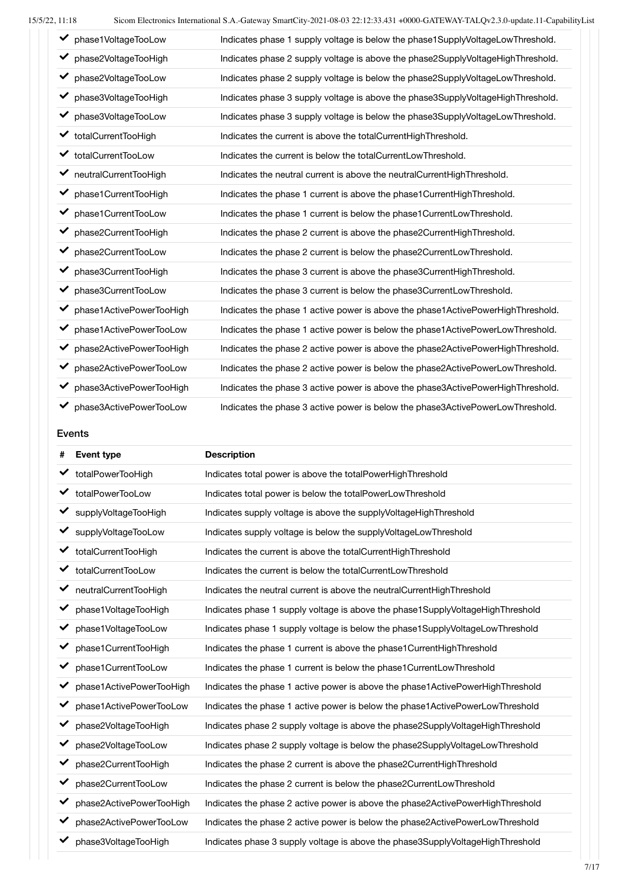| | |
|---|---|
| ✓ phase1VoltageTooLow | Indicates phase 1 supply voltage is below the phase1SupplyVoltageLowThreshold. |
| ✓ phase2VoltageTooHigh | Indicates phase 2 supply voltage is above the phase2SupplyVoltageHighThreshold. |
| ✓ phase2VoltageTooLow | Indicates phase 2 supply voltage is below the phase2SupplyVoltageLowThreshold. |
| ✓ phase3VoltageTooHigh | Indicates phase 3 supply voltage is above the phase3SupplyVoltageHighThreshold. |
| ✓ phase3VoltageTooLow | Indicates phase 3 supply voltage is below the phase3SupplyVoltageLowThreshold. |
| ✓ totalCurrentTooHigh | Indicates the current is above the totalCurrentHighThreshold. |
| ✓ totalCurrentTooLow | Indicates the current is below the totalCurrentLowThreshold. |
| ✓ neutralCurrentTooHigh | Indicates the neutral current is above the neutralCurrentHighThreshold. |
| ✓ phase1CurrentTooHigh | Indicates the phase 1 current is above the phase1CurrentHighThreshold. |
| ✓ phase1CurrentTooLow | Indicates the phase 1 current is below the phase1CurrentLowThreshold. |
| ✓ phase2CurrentTooHigh | Indicates the phase 2 current is above the phase2CurrentHighThreshold. |
| ✓ phase2CurrentTooLow | Indicates the phase 2 current is below the phase2CurrentLowThreshold. |
| ✓ phase3CurrentTooHigh | Indicates the phase 3 current is above the phase3CurrentHighThreshold. |
| ✓ phase3CurrentTooLow | Indicates the phase 3 current is below the phase3CurrentLowThreshold. |
| ✓ phase1ActivePowerTooHigh | Indicates the phase 1 active power is above the phase1ActivePowerHighThreshold. |
| ✓ phase1ActivePowerTooLow | Indicates the phase 1 active power is below the phase1ActivePowerLowThreshold. |
| ✓ phase2ActivePowerTooHigh | Indicates the phase 2 active power is above the phase2ActivePowerHighThreshold. |
| ✓ phase2ActivePowerTooLow | Indicates the phase 2 active power is below the phase2ActivePowerLowThreshold. |
| ✓ phase3ActivePowerTooHigh | Indicates the phase 3 active power is above the phase3ActivePowerHighThreshold. |
| ✓ phase3ActivePowerTooLow | Indicates the phase 3 active power is below the phase3ActivePowerLowThreshold. |

### Events

| # | Event type | Description |
|---|---|---|
| ✓ | totalPowerTooHigh | Indicates total power is above the totalPowerHighThreshold |
| ✓ | totalPowerTooLow | Indicates total power is below the totalPowerLowThreshold |
| ✓ | supplyVoltageTooHigh | Indicates supply voltage is above the supplyVoltageHighThreshold |
| ✓ | supplyVoltageTooLow | Indicates supply voltage is below the supplyVoltageLowThreshold |
| ✓ | totalCurrentTooHigh | Indicates the current is above the totalCurrentHighThreshold |
| ✓ | totalCurrentTooLow | Indicates the current is below the totalCurrentLowThreshold |
| ✓ | neutralCurrentTooHigh | Indicates the neutral current is above the neutralCurrentHighThreshold |
| ✓ | phase1VoltageTooHigh | Indicates phase 1 supply voltage is above the phase1SupplyVoltageHighThreshold |
| ✓ | phase1VoltageTooLow | Indicates phase 1 supply voltage is below the phase1SupplyVoltageLowThreshold |
| ✓ | phase1CurrentTooHigh | Indicates the phase 1 current is above the phase1CurrentHighThreshold |
| ✓ | phase1CurrentTooLow | Indicates the phase 1 current is below the phase1CurrentLowThreshold |
| ✓ | phase1ActivePowerTooHigh | Indicates the phase 1 active power is above the phase1ActivePowerHighThreshold |
| ✓ | phase1ActivePowerTooLow | Indicates the phase 1 active power is below the phase1ActivePowerLowThreshold |
| ✓ | phase2VoltageTooHigh | Indicates phase 2 supply voltage is above the phase2SupplyVoltageHighThreshold |
| ✓ | phase2VoltageTooLow | Indicates phase 2 supply voltage is below the phase2SupplyVoltageLowThreshold |
| ✓ | phase2CurrentTooHigh | Indicates the phase 2 current is above the phase2CurrentHighThreshold |
| ✓ | phase2CurrentTooLow | Indicates the phase 2 current is below the phase2CurrentLowThreshold |
| ✓ | phase2ActivePowerTooHigh | Indicates the phase 2 active power is above the phase2ActivePowerHighThreshold |
| ✓ | phase2ActivePowerTooLow | Indicates the phase 2 active power is below the phase2ActivePowerLowThreshold |
| ✓ | phase3VoltageTooHigh | Indicates phase 3 supply voltage is above the phase3SupplyVoltageHighThreshold |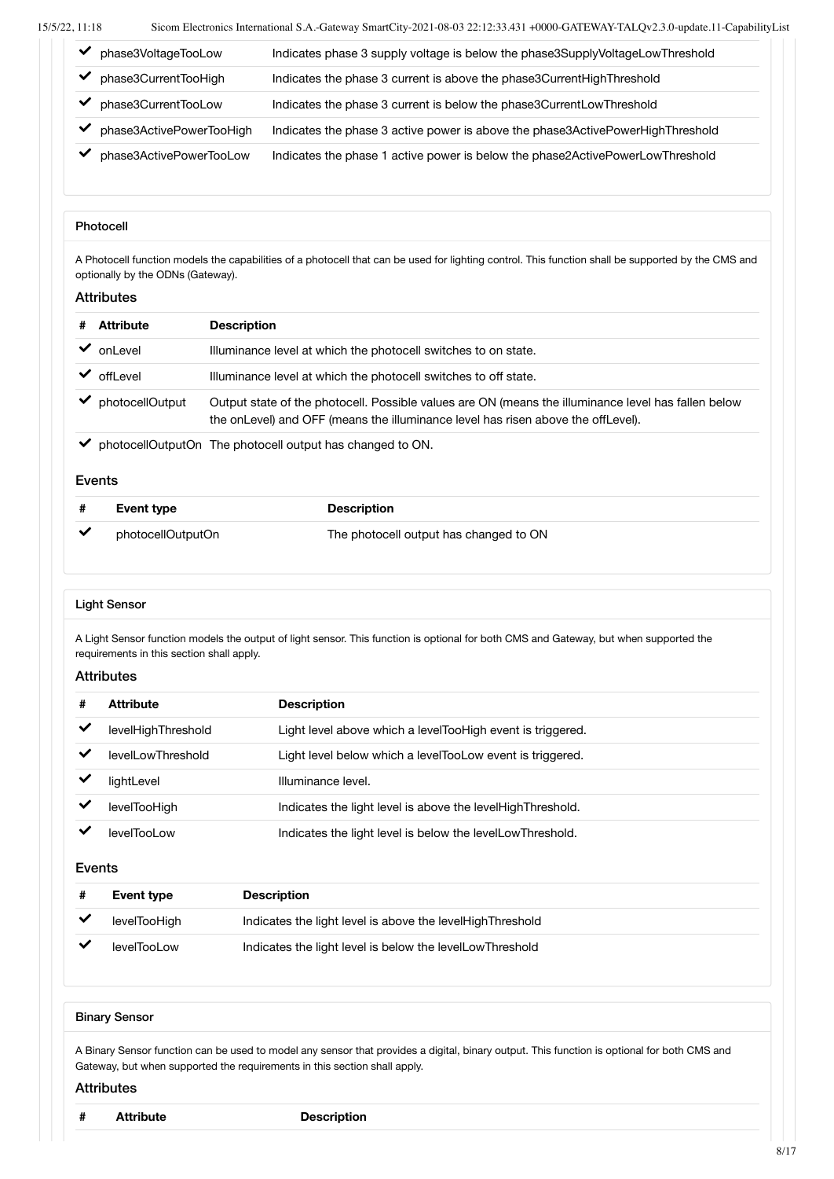| # | Attribute | Description |
|---|---|---|
| ✔ | phase3VoltageTooLow | Indicates phase 3 supply voltage is below the phase3SupplyVoltageLowThreshold |
| ✔ | phase3CurrentTooHigh | Indicates the phase 3 current is above the phase3CurrentHighThreshold |
| ✔ | phase3CurrentTooLow | Indicates the phase 3 current is below the phase3CurrentLowThreshold |
| ✔ | phase3ActivePowerTooHigh | Indicates the phase 3 active power is above the phase3ActivePowerHighThreshold |
| ✔ | phase3ActivePowerTooLow | Indicates the phase 1 active power is below the phase2ActivePowerLowThreshold |

#### Photocell

A Photocell function models the capabilities of a photocell that can be used for lighting control. This function shall be supported by the CMS and optionally by the ODNs (Gateway).

##### Attributes

| # | Attribute | Description |
|---|---|---|
| ✔ | onLevel | Illuminance level at which the photocell switches to on state. |
| ✔ | offLevel | Illuminance level at which the photocell switches to off state. |
| ✔ | photocellOutput | Output state of the photocell. Possible values are ON (means the illuminance level has fallen below the onLevel) and OFF (means the illuminance level has risen above the offLevel). |
| ✔ | photocellOutputOn | The photocell output has changed to ON. |

##### Events

| # | Event type | Description |
|---|---|---|
| ✔ | photocellOutputOn | The photocell output has changed to ON |

#### Light Sensor

A Light Sensor function models the output of light sensor. This function is optional for both CMS and Gateway, but when supported the requirements in this section shall apply.

##### Attributes

| # | Attribute | Description |
|---|---|---|
| ✔ | levelHighThreshold | Light level above which a levelTooHigh event is triggered. |
| ✔ | levelLowThreshold | Light level below which a levelTooLow event is triggered. |
| ✔ | lightLevel | Illuminance level. |
| ✔ | levelTooHigh | Indicates the light level is above the levelHighThreshold. |
| ✔ | levelTooLow | Indicates the light level is below the levelLowThreshold. |

##### Events

| # | Event type | Description |
|---|---|---|
| ✔ | levelTooHigh | Indicates the light level is above the levelHighThreshold |
| ✔ | levelTooLow | Indicates the light level is below the levelLowThreshold |

#### Binary Sensor

A Binary Sensor function can be used to model any sensor that provides a digital, binary output. This function is optional for both CMS and Gateway, but when supported the requirements in this section shall apply.

##### Attributes

| # | Attribute | Description |
|---|---|---|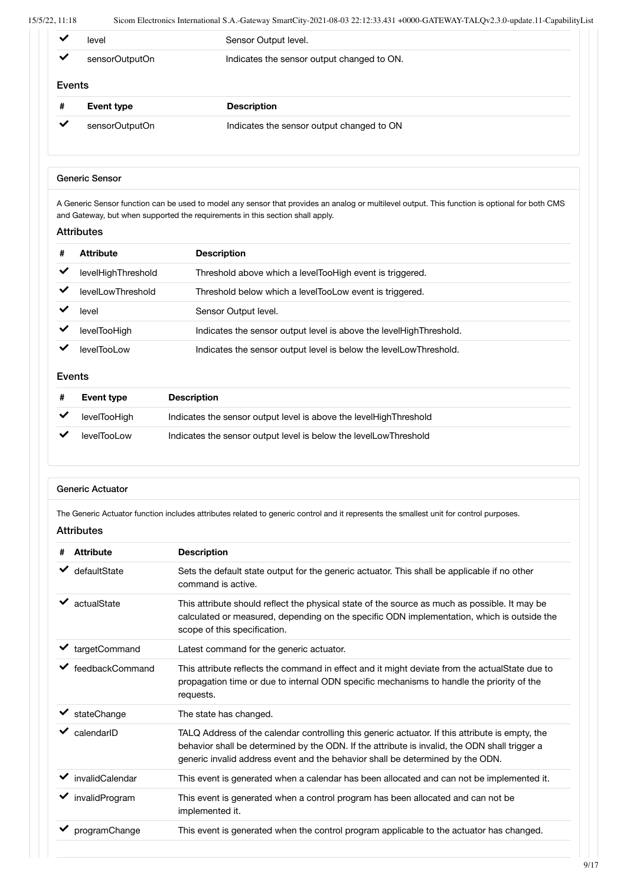| # | Attribute | Description |
|---|---|---|
| ✔ | level | Sensor Output level. |
| ✔ | sensorOutputOn | Indicates the sensor output changed to ON. |

#### Events

| # | Event type | Description |
|---|---|---|
| ✔ | sensorOutputOn | Indicates the sensor output changed to ON |

### Generic Sensor

A Generic Sensor function can be used to model any sensor that provides an analog or multilevel output. This function is optional for both CMS and Gateway, but when supported the requirements in this section shall apply.

#### Attributes

| # | Attribute | Description |
|---|---|---|
| ✔ | levelHighThreshold | Threshold above which a levelTooHigh event is triggered. |
| ✔ | levelLowThreshold | Threshold below which a levelTooLow event is triggered. |
| ✔ | level | Sensor Output level. |
| ✔ | levelTooHigh | Indicates the sensor output level is above the levelHighThreshold. |
| ✔ | levelTooLow | Indicates the sensor output level is below the levelLowThreshold. |

#### Events

| # | Event type | Description |
|---|---|---|
| ✔ | levelTooHigh | Indicates the sensor output level is above the levelHighThreshold |
| ✔ | levelTooLow | Indicates the sensor output level is below the levelLowThreshold |

### Generic Actuator

The Generic Actuator function includes attributes related to generic control and it represents the smallest unit for control purposes.

#### Attributes

| # | Attribute | Description |
|---|---|---|
| ✔ | defaultState | Sets the default state output for the generic actuator. This shall be applicable if no other command is active. |
| ✔ | actualState | This attribute should reflect the physical state of the source as much as possible. It may be calculated or measured, depending on the specific ODN implementation, which is outside the scope of this specification. |
| ✔ | targetCommand | Latest command for the generic actuator. |
| ✔ | feedbackCommand | This attribute reflects the command in effect and it might deviate from the actualState due to propagation time or due to internal ODN specific mechanisms to handle the priority of the requests. |
| ✔ | stateChange | The state has changed. |
| ✔ | calendarID | TALQ Address of the calendar controlling this generic actuator. If this attribute is empty, the behavior shall be determined by the ODN. If the attribute is invalid, the ODN shall trigger a generic invalid address event and the behavior shall be determined by the ODN. |
| ✔ | invalidCalendar | This event is generated when a calendar has been allocated and can not be implemented it. |
| ✔ | invalidProgram | This event is generated when a control program has been allocated and can not be implemented it. |
| ✔ | programChange | This event is generated when the control program applicable to the actuator has changed. |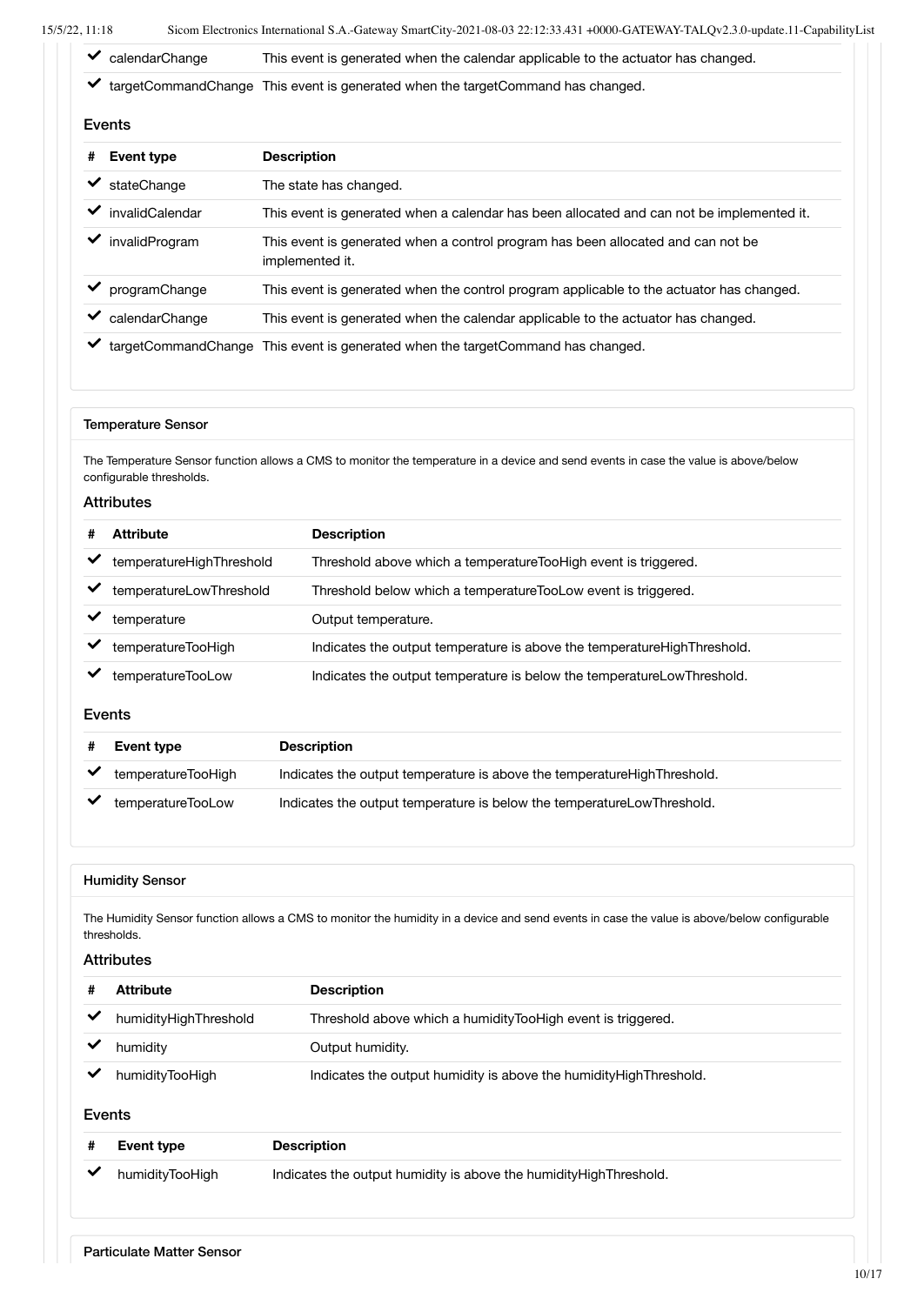| # | Event type | Description |
|---|---|---|
| ✔ | calendarChange | This event is generated when the calendar applicable to the actuator has changed. |
| ✔ | targetCommandChange | This event is generated when the targetCommand has changed. |

### Events

| # | Event type | Description |
|---|---|---|
| ✔ | stateChange | The state has changed. |
| ✔ | invalidCalendar | This event is generated when a calendar has been allocated and can not be implemented it. |
| ✔ | invalidProgram | This event is generated when a control program has been allocated and can not be implemented it. |
| ✔ | programChange | This event is generated when the control program applicable to the actuator has changed. |
| ✔ | calendarChange | This event is generated when the calendar applicable to the actuator has changed. |
| ✔ | targetCommandChange | This event is generated when the targetCommand has changed. |

## Temperature Sensor

The Temperature Sensor function allows a CMS to monitor the temperature in a device and send events in case the value is above/below configurable thresholds.

### Attributes

| # | Attribute | Description |
|---|---|---|
| ✔ | temperatureHighThreshold | Threshold above which a temperatureTooHigh event is triggered. |
| ✔ | temperatureLowThreshold | Threshold below which a temperatureTooLow event is triggered. |
| ✔ | temperature | Output temperature. |
| ✔ | temperatureTooHigh | Indicates the output temperature is above the temperatureHighThreshold. |
| ✔ | temperatureTooLow | Indicates the output temperature is below the temperatureLowThreshold. |

### Events

| # | Event type | Description |
|---|---|---|
| ✔ | temperatureTooHigh | Indicates the output temperature is above the temperatureHighThreshold. |
| ✔ | temperatureTooLow | Indicates the output temperature is below the temperatureLowThreshold. |

## Humidity Sensor

The Humidity Sensor function allows a CMS to monitor the humidity in a device and send events in case the value is above/below configurable thresholds.

### Attributes

| # | Attribute | Description |
|---|---|---|
| ✔ | humidityHighThreshold | Threshold above which a humidityTooHigh event is triggered. |
| ✔ | humidity | Output humidity. |
| ✔ | humidityTooHigh | Indicates the output humidity is above the humidityHighThreshold. |

### Events

| # | Event type | Description |
|---|---|---|
| ✔ | humidityTooHigh | Indicates the output humidity is above the humidityHighThreshold. |

## Particulate Matter Sensor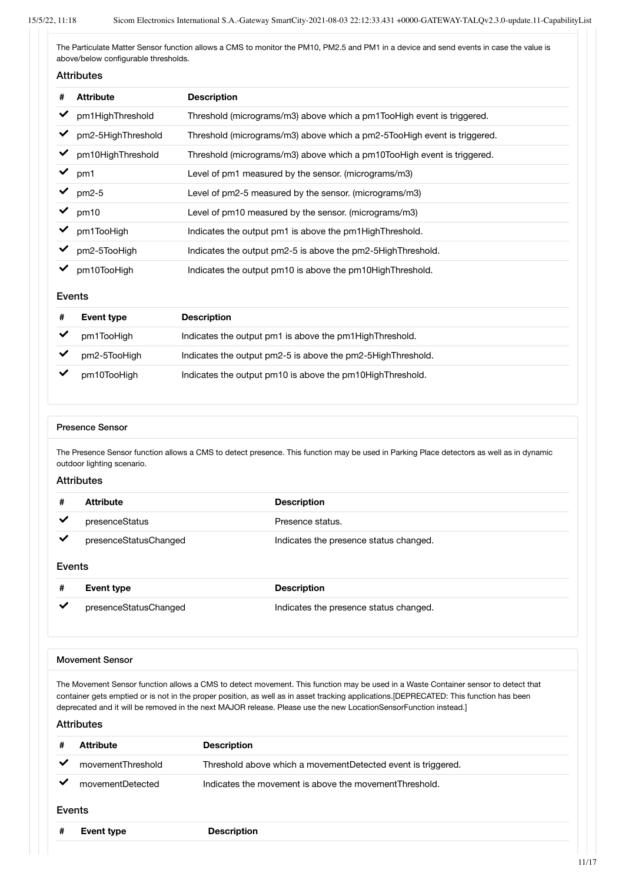The Particulate Matter Sensor function allows a CMS to monitor the PM10, PM2.5 and PM1 in a device and send events in case the value is above/below configurable thresholds.

### Attributes

| # | Attribute | Description |
|---|---|---|
| ✔ | pm1HighThreshold | Threshold (micrograms/m3) above which a pm1TooHigh event is triggered. |
| ✔ | pm2-5HighThreshold | Threshold (micrograms/m3) above which a pm2-5TooHigh event is triggered. |
| ✔ | pm10HighThreshold | Threshold (micrograms/m3) above which a pm10TooHigh event is triggered. |
| ✔ | pm1 | Level of pm1 measured by the sensor. (micrograms/m3) |
| ✔ | pm2-5 | Level of pm2-5 measured by the sensor. (micrograms/m3) |
| ✔ | pm10 | Level of pm10 measured by the sensor. (micrograms/m3) |
| ✔ | pm1TooHigh | Indicates the output pm1 is above the pm1HighThreshold. |
| ✔ | pm2-5TooHigh | Indicates the output pm2-5 is above the pm2-5HighThreshold. |
| ✔ | pm10TooHigh | Indicates the output pm10 is above the pm10HighThreshold. |

### Events

| # | Event type | Description |
|---|---|---|
| ✔ | pm1TooHigh | Indicates the output pm1 is above the pm1HighThreshold. |
| ✔ | pm2-5TooHigh | Indicates the output pm2-5 is above the pm2-5HighThreshold. |
| ✔ | pm10TooHigh | Indicates the output pm10 is above the pm10HighThreshold. |

## Presence Sensor

The Presence Sensor function allows a CMS to detect presence. This function may be used in Parking Place detectors as well as in dynamic outdoor lighting scenario.

### Attributes

| # | Attribute | Description |
|---|---|---|
| ✔ | presenceStatus | Presence status. |
| ✔ | presenceStatusChanged | Indicates the presence status changed. |

### Events

| # | Event type | Description |
|---|---|---|
| ✔ | presenceStatusChanged | Indicates the presence status changed. |

## Movement Sensor

The Movement Sensor function allows a CMS to detect movement. This function may be used in a Waste Container sensor to detect that container gets emptied or is not in the proper position, as well as in asset tracking applications.[DEPRECATED: This function has been deprecated and it will be removed in the next MAJOR release. Please use the new LocationSensorFunction instead.]

### Attributes

| # | Attribute | Description |
|---|---|---|
| ✔ | movementThreshold | Threshold above which a movementDetected event is triggered. |
| ✔ | movementDetected | Indicates the movement is above the movementThreshold. |

### Events

| # | Event type | Description |
|---|---|---|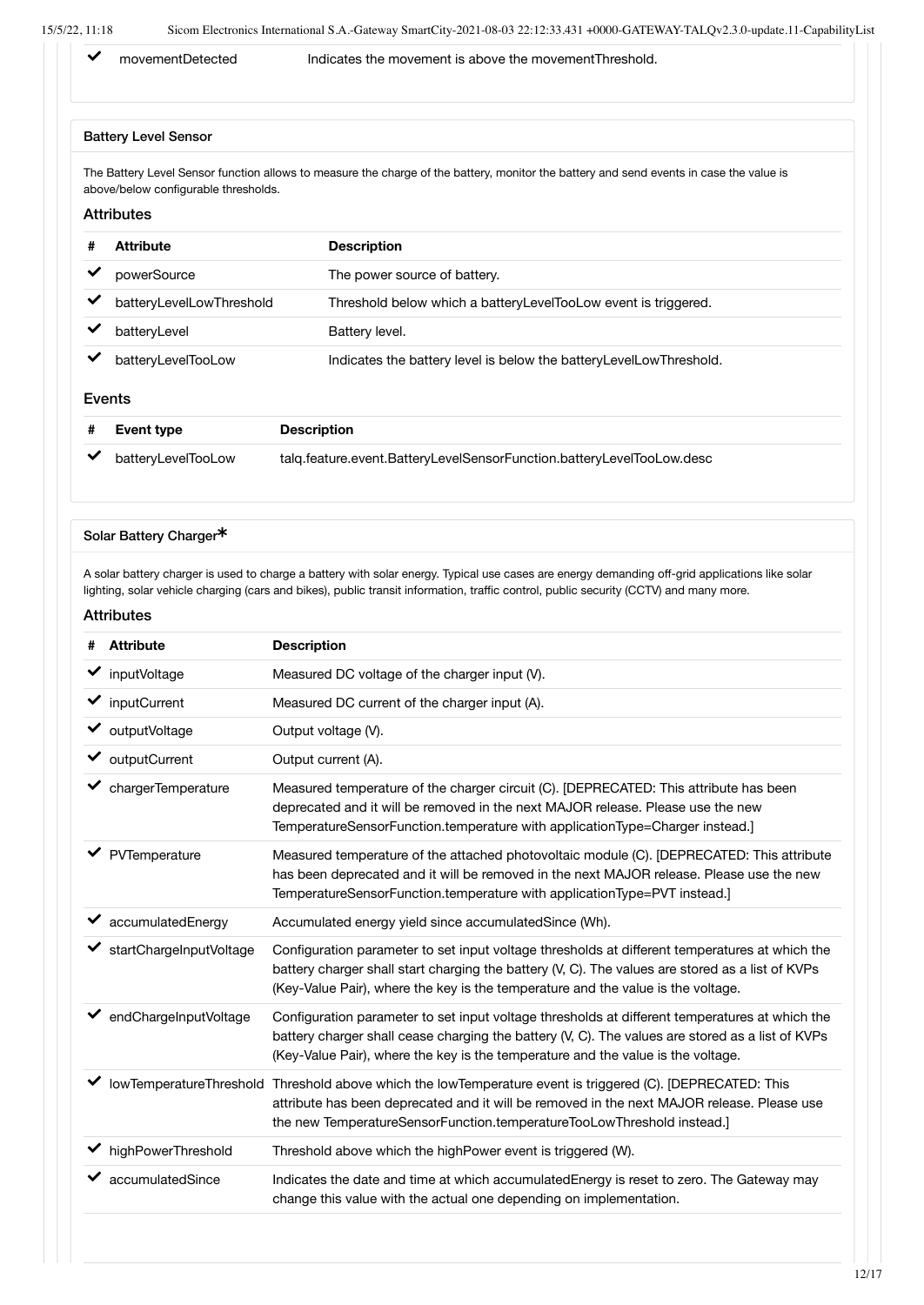| # | Attribute | Description |
|---|---|---|
| ✔ | movementDetected | Indicates the movement is above the movementThreshold. |

### Battery Level Sensor

The Battery Level Sensor function allows to measure the charge of the battery, monitor the battery and send events in case the value is above/below configurable thresholds.

#### Attributes

| # | Attribute | Description |
|---|---|---|
| ✔ | powerSource | The power source of battery. |
| ✔ | batteryLevelLowThreshold | Threshold below which a batteryLevelTooLow event is triggered. |
| ✔ | batteryLevel | Battery level. |
| ✔ | batteryLevelTooLow | Indicates the battery level is below the batteryLevelLowThreshold. |

#### Events

| # | Event type | Description |
|---|---|---|
| ✔ | batteryLevelTooLow | talq.feature.event.BatteryLevelSensorFunction.batteryLevelTooLow.desc |

### Solar Battery Charger*

A solar battery charger is used to charge a battery with solar energy. Typical use cases are energy demanding off-grid applications like solar lighting, solar vehicle charging (cars and bikes), public transit information, traffic control, public security (CCTV) and many more.

#### Attributes

| # | Attribute | Description |
|---|---|---|
| ✔ | inputVoltage | Measured DC voltage of the charger input (V). |
| ✔ | inputCurrent | Measured DC current of the charger input (A). |
| ✔ | outputVoltage | Output voltage (V). |
| ✔ | outputCurrent | Output current (A). |
| ✔ | chargerTemperature | Measured temperature of the charger circuit (C). [DEPRECATED: This attribute has been deprecated and it will be removed in the next MAJOR release. Please use the new TemperatureSensorFunction.temperature with applicationType=Charger instead.] |
| ✔ | PVTemperature | Measured temperature of the attached photovoltaic module (C). [DEPRECATED: This attribute has been deprecated and it will be removed in the next MAJOR release. Please use the new TemperatureSensorFunction.temperature with applicationType=PVT instead.] |
| ✔ | accumulatedEnergy | Accumulated energy yield since accumulatedSince (Wh). |
| ✔ | startChargeInputVoltage | Configuration parameter to set input voltage thresholds at different temperatures at which the battery charger shall start charging the battery (V, C). The values are stored as a list of KVPs (Key-Value Pair), where the key is the temperature and the value is the voltage. |
| ✔ | endChargeInputVoltage | Configuration parameter to set input voltage thresholds at different temperatures at which the battery charger shall cease charging the battery (V, C). The values are stored as a list of KVPs (Key-Value Pair), where the key is the temperature and the value is the voltage. |
| ✔ | lowTemperatureThreshold | Threshold above which the lowTemperature event is triggered (C). [DEPRECATED: This attribute has been deprecated and it will be removed in the next MAJOR release. Please use the new TemperatureSensorFunction.temperatureTooLowThreshold instead.] |
| ✔ | highPowerThreshold | Threshold above which the highPower event is triggered (W). |
| ✔ | accumulatedSince | Indicates the date and time at which accumulatedEnergy is reset to zero. The Gateway may change this value with the actual one depending on implementation. |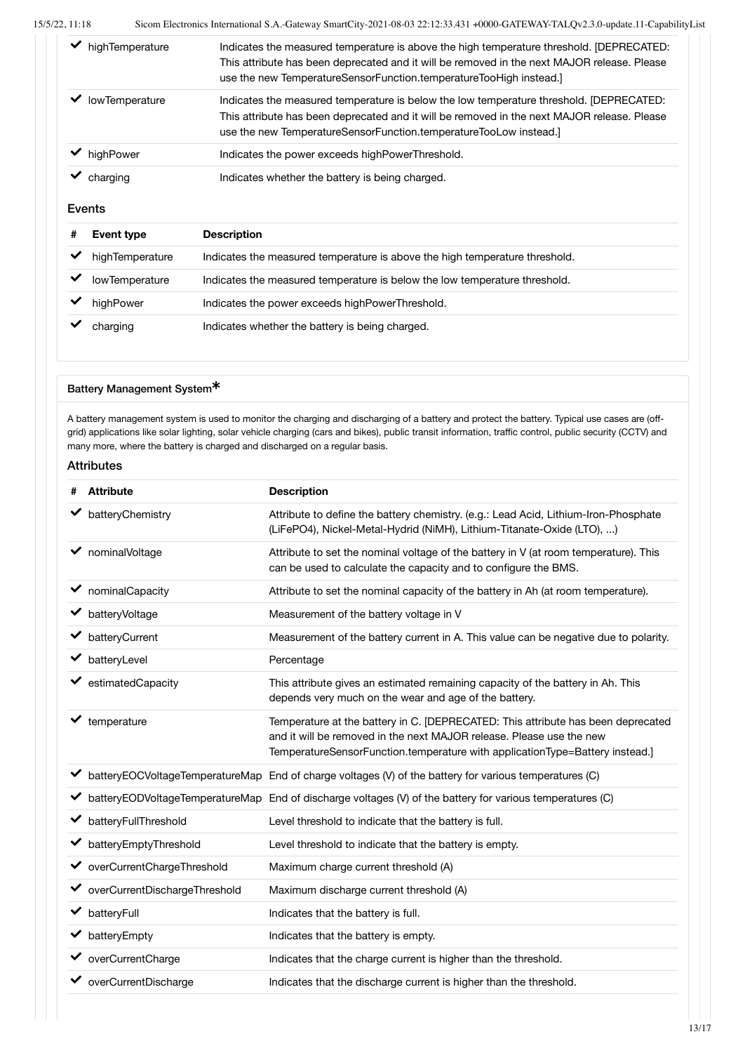| # | Attribute | Description |
|---|---|---|
| ✓ | highTemperature | Indicates the measured temperature is above the high temperature threshold. [DEPRECATED: This attribute has been deprecated and it will be removed in the next MAJOR release. Please use the new TemperatureSensorFunction.temperatureTooHigh instead.] |
| ✓ | lowTemperature | Indicates the measured temperature is below the low temperature threshold. [DEPRECATED: This attribute has been deprecated and it will be removed in the next MAJOR release. Please use the new TemperatureSensorFunction.temperatureTooLow instead.] |
| ✓ | highPower | Indicates the power exceeds highPowerThreshold. |
| ✓ | charging | Indicates whether the battery is being charged. |

### Events

| # | Event type | Description |
|---|---|---|
| ✓ | highTemperature | Indicates the measured temperature is above the high temperature threshold. |
| ✓ | lowTemperature | Indicates the measured temperature is below the low temperature threshold. |
| ✓ | highPower | Indicates the power exceeds highPowerThreshold. |
| ✓ | charging | Indicates whether the battery is being charged. |

## Battery Management System*

A battery management system is used to monitor the charging and discharging of a battery and protect the battery. Typical use cases are (off-grid) applications like solar lighting, solar vehicle charging (cars and bikes), public transit information, traffic control, public security (CCTV) and many more, where the battery is charged and discharged on a regular basis.

### Attributes

| # | Attribute | Description |
|---|---|---|
| ✓ | batteryChemistry | Attribute to define the battery chemistry. (e.g.: Lead Acid, Lithium-Iron-Phosphate (LiFePO4), Nickel-Metal-Hydrid (NiMH), Lithium-Titanate-Oxide (LTO), ...) |
| ✓ | nominalVoltage | Attribute to set the nominal voltage of the battery in V (at room temperature). This can be used to calculate the capacity and to configure the BMS. |
| ✓ | nominalCapacity | Attribute to set the nominal capacity of the battery in Ah (at room temperature). |
| ✓ | batteryVoltage | Measurement of the battery voltage in V |
| ✓ | batteryCurrent | Measurement of the battery current in A. This value can be negative due to polarity. |
| ✓ | batteryLevel | Percentage |
| ✓ | estimatedCapacity | This attribute gives an estimated remaining capacity of the battery in Ah. This depends very much on the wear and age of the battery. |
| ✓ | temperature | Temperature at the battery in C. [DEPRECATED: This attribute has been deprecated and it will be removed in the next MAJOR release. Please use the new TemperatureSensorFunction.temperature with applicationType=Battery instead.] |
| ✓ | batteryEOCVoltageTemperatureMap | End of charge voltages (V) of the battery for various temperatures (C) |
| ✓ | batteryEODVoltageTemperatureMap | End of discharge voltages (V) of the battery for various temperatures (C) |
| ✓ | batteryFullThreshold | Level threshold to indicate that the battery is full. |
| ✓ | batteryEmptyThreshold | Level threshold to indicate that the battery is empty. |
| ✓ | overCurrentChargeThreshold | Maximum charge current threshold (A) |
| ✓ | overCurrentDischargeThreshold | Maximum discharge current threshold (A) |
| ✓ | batteryFull | Indicates that the battery is full. |
| ✓ | batteryEmpty | Indicates that the battery is empty. |
| ✓ | overCurrentCharge | Indicates that the charge current is higher than the threshold. |
| ✓ | overCurrentDischarge | Indicates that the discharge current is higher than the threshold. |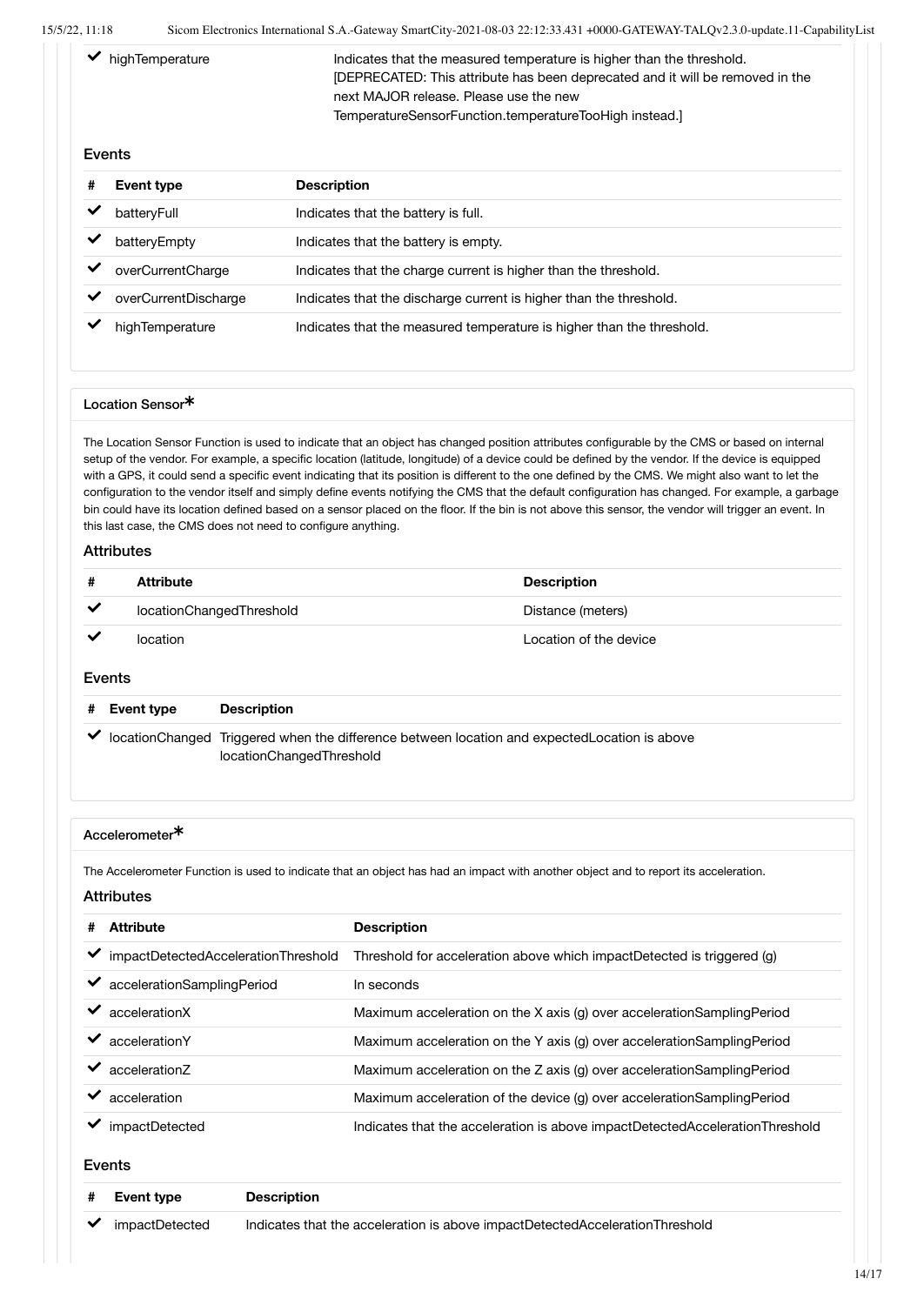| # | Attribute | Description |
|---|---|---|
| ✔ | highTemperature | Indicates that the measured temperature is higher than the threshold. [DEPRECATED: This attribute has been deprecated and it will be removed in the next MAJOR release. Please use the new TemperatureSensorFunction.temperatureTooHigh instead.] |

### Events

| # | Event type | Description |
|---|---|---|
| ✔ | batteryFull | Indicates that the battery is full. |
| ✔ | batteryEmpty | Indicates that the battery is empty. |
| ✔ | overCurrentCharge | Indicates that the charge current is higher than the threshold. |
| ✔ | overCurrentDischarge | Indicates that the discharge current is higher than the threshold. |
| ✔ | highTemperature | Indicates that the measured temperature is higher than the threshold. |

## Location Sensor*

The Location Sensor Function is used to indicate that an object has changed position attributes configurable by the CMS or based on internal setup of the vendor. For example, a specific location (latitude, longitude) of a device could be defined by the vendor. If the device is equipped with a GPS, it could send a specific event indicating that its position is different to the one defined by the CMS. We might also want to let the configuration to the vendor itself and simply define events notifying the CMS that the default configuration has changed. For example, a garbage bin could have its location defined based on a sensor placed on the floor. If the bin is not above this sensor, the vendor will trigger an event. In this last case, the CMS does not need to configure anything.

### Attributes

| # | Attribute | Description |
|---|---|---|
| ✔ | locationChangedThreshold | Distance (meters) |
| ✔ | location | Location of the device |

### Events

| # | Event type | Description |
|---|---|---|
| ✔ | locationChanged | Triggered when the difference between location and expectedLocation is above locationChangedThreshold |

## Accelerometer*

The Accelerometer Function is used to indicate that an object has had an impact with another object and to report its acceleration.

### Attributes

| # | Attribute | Description |
|---|---|---|
| ✔ | impactDetectedAccelerationThreshold | Threshold for acceleration above which impactDetected is triggered (g) |
| ✔ | accelerationSamplingPeriod | In seconds |
| ✔ | accelerationX | Maximum acceleration on the X axis (g) over accelerationSamplingPeriod |
| ✔ | accelerationY | Maximum acceleration on the Y axis (g) over accelerationSamplingPeriod |
| ✔ | accelerationZ | Maximum acceleration on the Z axis (g) over accelerationSamplingPeriod |
| ✔ | acceleration | Maximum acceleration of the device (g) over accelerationSamplingPeriod |
| ✔ | impactDetected | Indicates that the acceleration is above impactDetectedAccelerationThreshold |

### Events

| # | Event type | Description |
|---|---|---|
| ✔ | impactDetected | Indicates that the acceleration is above impactDetectedAccelerationThreshold |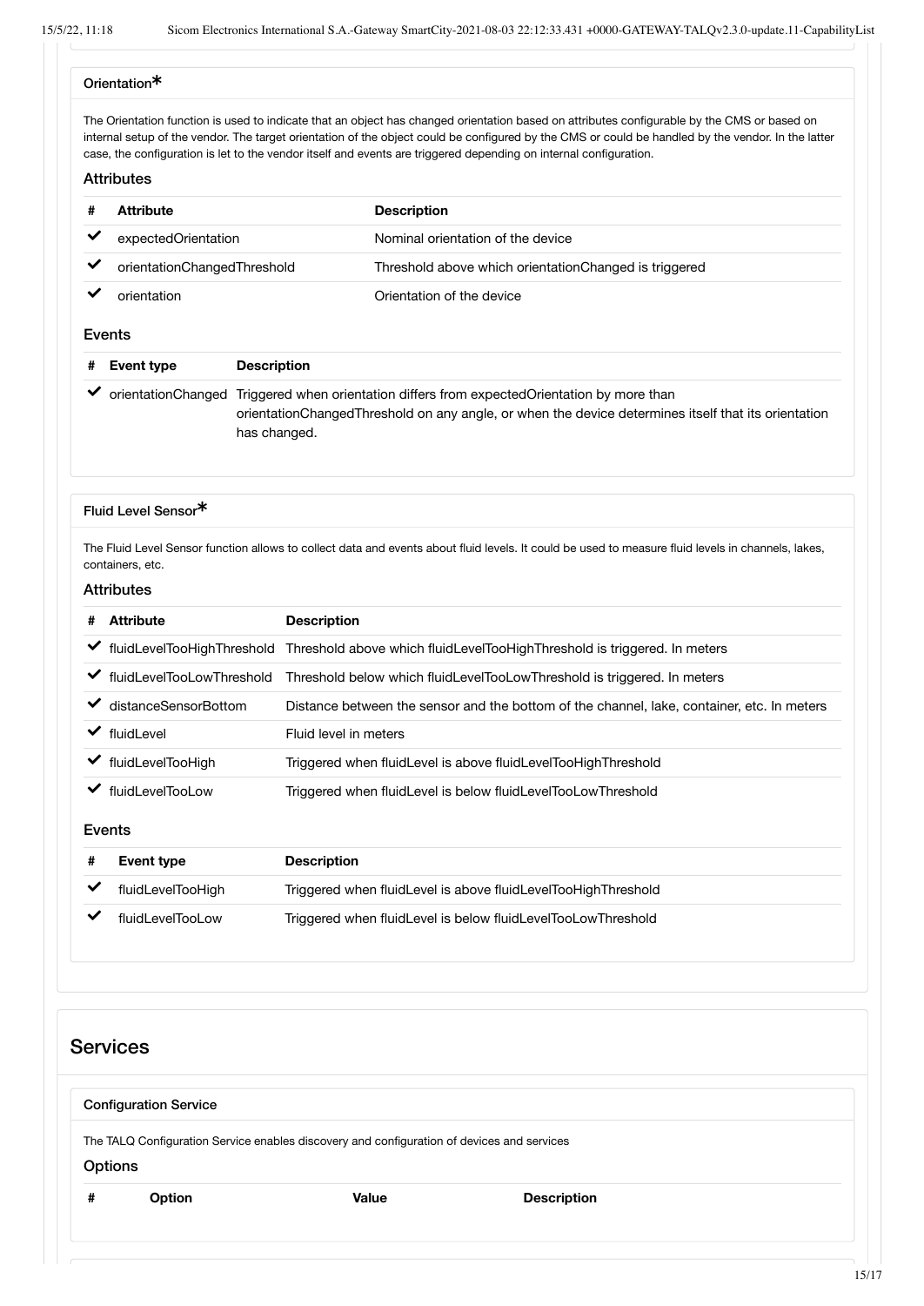### Orientation*

The Orientation function is used to indicate that an object has changed orientation based on attributes configurable by the CMS or based on internal setup of the vendor. The target orientation of the object could be configured by the CMS or could be handled by the vendor. In the latter case, the configuration is let to the vendor itself and events are triggered depending on internal configuration.

#### Attributes

| # | Attribute | Description |
|---|---|---|
| ✔ | expectedOrientation | Nominal orientation of the device |
| ✔ | orientationChangedThreshold | Threshold above which orientationChanged is triggered |
| ✔ | orientation | Orientation of the device |

#### Events

| # | Event type | Description |
|---|---|---|
| ✔ | orientationChanged | Triggered when orientation differs from expectedOrientation by more than orientationChangedThreshold on any angle, or when the device determines itself that its orientation has changed. |

### Fluid Level Sensor*

The Fluid Level Sensor function allows to collect data and events about fluid levels. It could be used to measure fluid levels in channels, lakes, containers, etc.

#### Attributes

| # | Attribute | Description |
|---|---|---|
| ✔ | fluidLevelTooHighThreshold | Threshold above which fluidLevelTooHighThreshold is triggered. In meters |
| ✔ | fluidLevelTooLowThreshold | Threshold below which fluidLevelTooLowThreshold is triggered. In meters |
| ✔ | distanceSensorBottom | Distance between the sensor and the bottom of the channel, lake, container, etc. In meters |
| ✔ | fluidLevel | Fluid level in meters |
| ✔ | fluidLevelTooHigh | Triggered when fluidLevel is above fluidLevelTooHighThreshold |
| ✔ | fluidLevelTooLow | Triggered when fluidLevel is below fluidLevelTooLowThreshold |

#### Events

| # | Event type | Description |
|---|---|---|
| ✔ | fluidLevelTooHigh | Triggered when fluidLevel is above fluidLevelTooHighThreshold |
| ✔ | fluidLevelTooLow | Triggered when fluidLevel is below fluidLevelTooLowThreshold |

## Services

### Configuration Service

The TALQ Configuration Service enables discovery and configuration of devices and services

#### Options

| # | Option | Value | Description |
|---|---|---|---|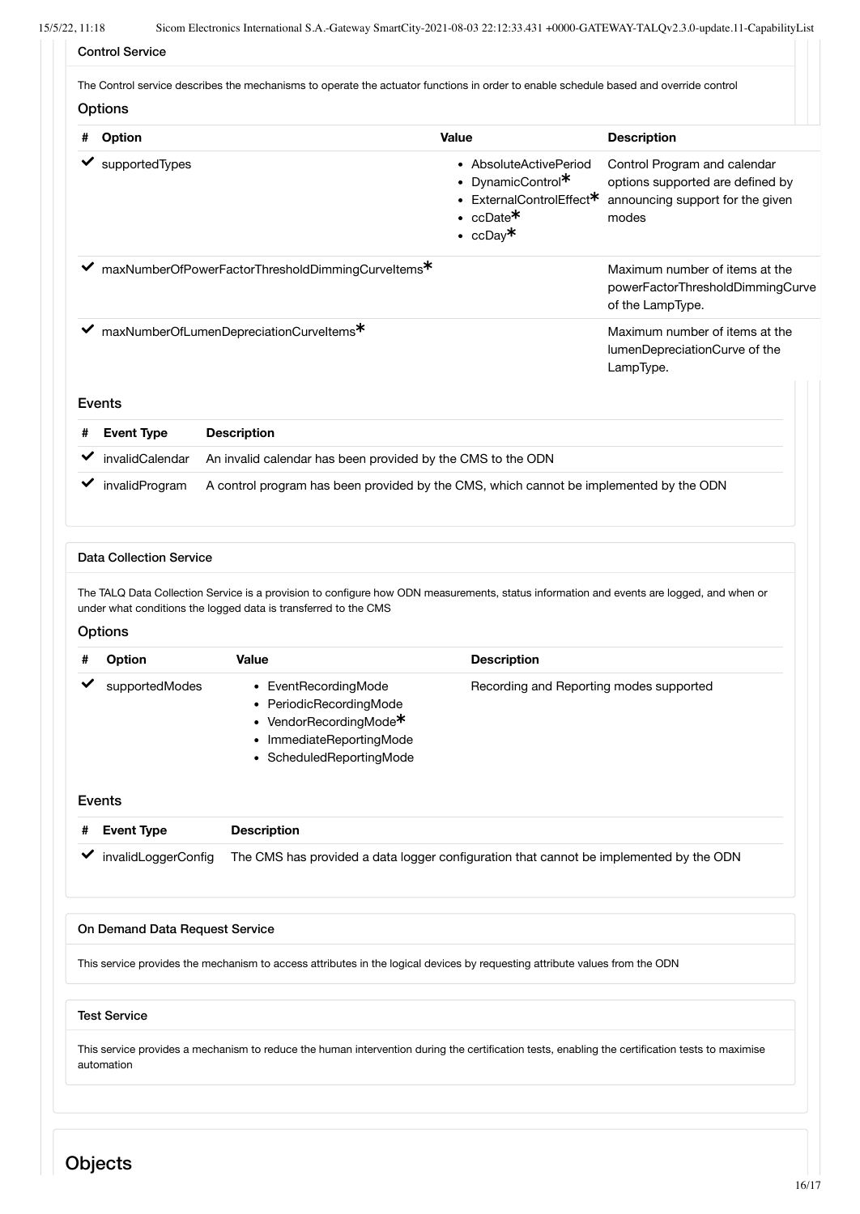#### Control Service

The Control service describes the mechanisms to operate the actuator functions in order to enable schedule based and override control

##### Options

| # | Option | Value | Description |
|---|---|---|---|
| ✔ | supportedTypes | • AbsoluteActivePeriod<br>• DynamicControl*<br>• ExternalControlEffect*<br>• ccDate*<br>• ccDay* | Control Program and calendar options supported are defined by announcing support for the given modes |
| ✔ | maxNumberOfPowerFactorThresholdDimmingCurveItems* | | Maximum number of items at the powerFactorThresholdDimmingCurve of the LampType. |
| ✔ | maxNumberOfLumenDepreciationCurveItems* | | Maximum number of items at the lumenDepreciationCurve of the LampType. |

##### Events

| # | Event Type | Description |
|---|---|---|
| ✔ | invalidCalendar | An invalid calendar has been provided by the CMS to the ODN |
| ✔ | invalidProgram | A control program has been provided by the CMS, which cannot be implemented by the ODN |

#### Data Collection Service

The TALQ Data Collection Service is a provision to configure how ODN measurements, status information and events are logged, and when or under what conditions the logged data is transferred to the CMS

##### Options

| # | Option | Value | Description |
|---|---|---|---|
| ✔ | supportedModes | • EventRecordingMode<br>• PeriodicRecordingMode<br>• VendorRecordingMode*<br>• ImmediateReportingMode<br>• ScheduledReportingMode | Recording and Reporting modes supported |

##### Events

| # | Event Type | Description |
|---|---|---|
| ✔ | invalidLoggerConfig | The CMS has provided a data logger configuration that cannot be implemented by the ODN |

#### On Demand Data Request Service

This service provides the mechanism to access attributes in the logical devices by requesting attribute values from the ODN

#### Test Service

This service provides a mechanism to reduce the human intervention during the certification tests, enabling the certification tests to maximise automation

## Objects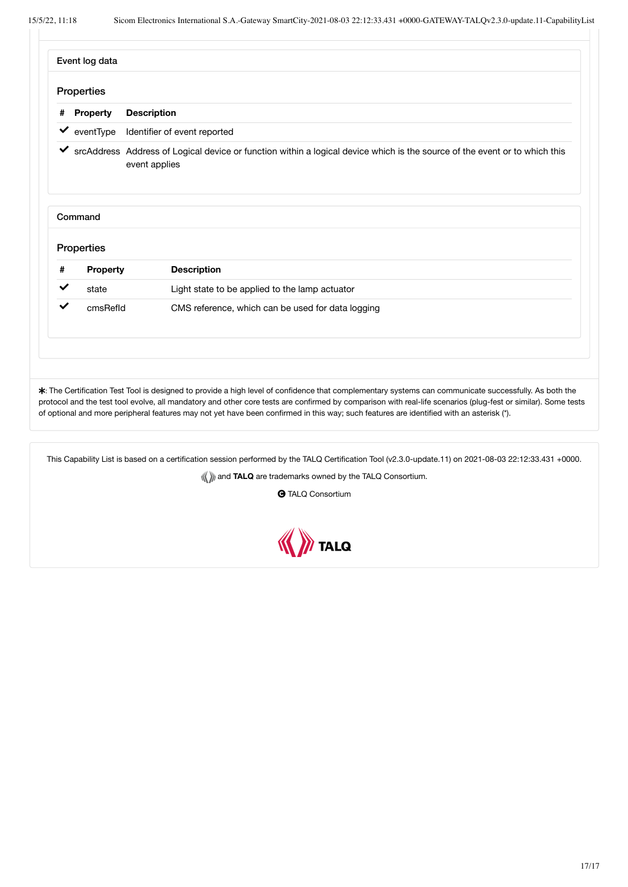### Event log data

#### Properties

| # | Property | Description |
| --- | --- | --- |
| ✔ | eventType | Identifier of event reported |
| ✔ | srcAddress | Address of Logical device or function within a logical device which is the source of the event or to which this event applies |

### Command

#### Properties

| # | Property | Description |
| --- | --- | --- |
| ✔ | state | Light state to be applied to the lamp actuator |
| ✔ | cmsRefId | CMS reference, which can be used for data logging |

∗: The Certification Test Tool is designed to provide a high level of confidence that complementary systems can communicate successfully. As both the protocol and the test tool evolve, all mandatory and other core tests are confirmed by comparison with real-life scenarios (plug-fest or similar). Some tests of optional and more peripheral features may not yet have been confirmed in this way; such features are identified with an asterisk (*).

This Capability List is based on a certification session performed by the TALQ Certification Tool (v2.3.0-update.11) on 2021-08-03 22:12:33.431 +0000.

and **TALQ** are trademarks owned by the TALQ Consortium.

© TALQ Consortium

TALQ